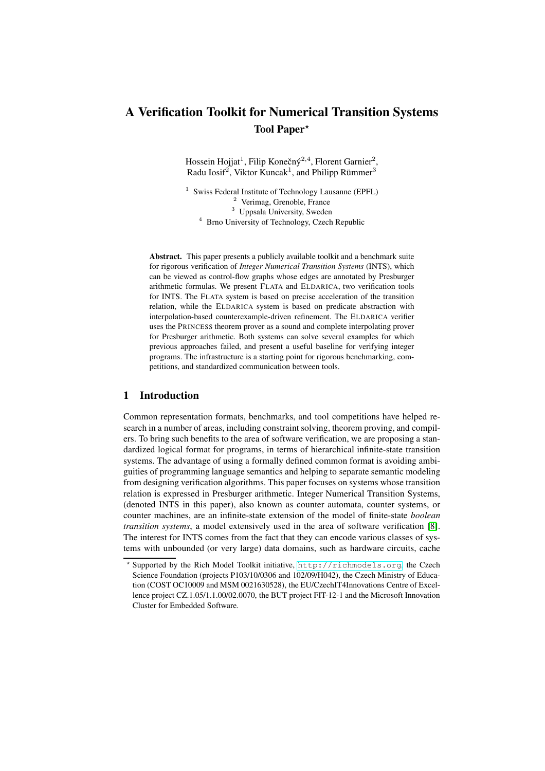# A Verification Toolkit for Numerical Transition Systems

## Tool Paper*

Hossein Hojjat[1], Filip Konečný[2,4], Florent Garnier[2], Radu Iosif[2], Viktor Kuncak[1], and Philipp Rümmer[3]

[1] Swiss Federal Institute of Technology Lausanne (EPFL)
[2] Verimag, Grenoble, France
[3] Uppsala University, Sweden
[4] Brno University of Technology, Czech Republic

**Abstract.** This paper presents a publicly available toolkit and a benchmark suite for rigorous verification of *Integer Numerical Transition Systems* (INTS), which can be viewed as control-flow graphs whose edges are annotated by Presburger arithmetic formulas. We present FLATA and ELDARICA, two verification tools for INTS. The FLATA system is based on precise acceleration of the transition relation, while the ELDARICA system is based on predicate abstraction with interpolation-based counterexample-driven refinement. The ELDARICA verifier uses the PRINCESS theorem prover as a sound and complete interpolating prover for Presburger arithmetic. Both systems can solve several examples for which previous approaches failed, and present a useful baseline for verifying integer programs. The infrastructure is a starting point for rigorous benchmarking, competitions, and standardized communication between tools.

## 1 Introduction

Common representation formats, benchmarks, and tool competitions have helped research in a number of areas, including constraint solving, theorem proving, and compilers. To bring such benefits to the area of software verification, we are proposing a standardized logical format for programs, in terms of hierarchical infinite-state transition systems. The advantage of using a formally defined common format is avoiding ambiguities of programming language semantics and helping to separate semantic modeling from designing verification algorithms. This paper focuses on systems whose transition relation is expressed in Presburger arithmetic. Integer Numerical Transition Systems, (denoted INTS in this paper), also known as counter automata, counter systems, or counter machines, are an infinite-state extension of the model of finite-state *boolean transition systems*, a model extensively used in the area of software verification [8]. The interest for INTS comes from the fact that they can encode various classes of systems with unbounded (or very large) data domains, such as hardware circuits, cache

---

* Supported by the Rich Model Toolkit initiative, http://richmodels.org, the Czech Science Foundation (projects P103/10/0306 and 102/09/H042), the Czech Ministry of Education (COST OC10009 and MSM 0021630528), the EU/CzechIT4Innovations Centre of Excellence project CZ.1.05/1.1.00/02.0070, the BUT project FIT-12-1 and the Microsoft Innovation Cluster for Embedded Software.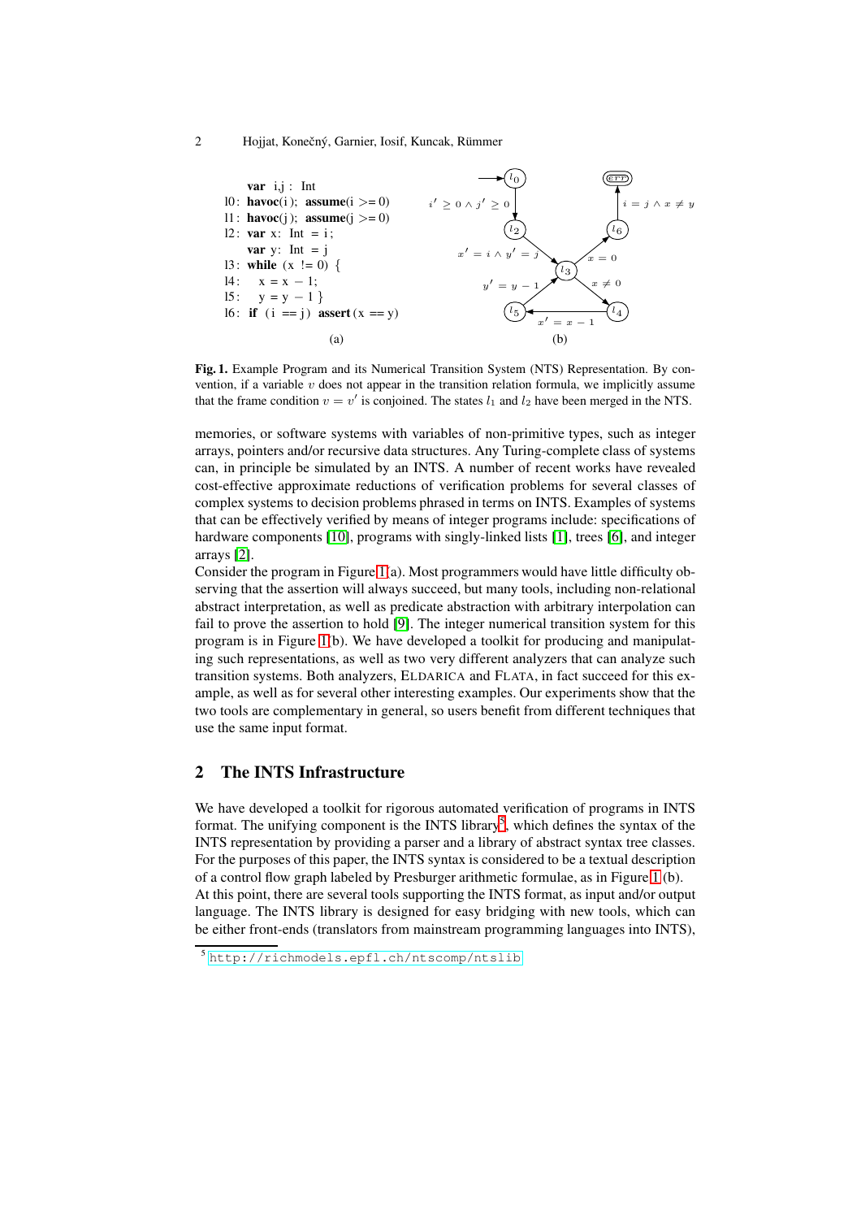```
    var i,j : Int
l0: havoc(i); assume(i >= 0)
l1: havoc(j); assume(j >= 0)
l2: var x: Int = i;
    var y: Int = j
l3: while (x != 0) {
l4:   x = x - 1;
l5:   y = y - 1 }
l6: if (i == j) assert(x == y)
```

(a)

(b)

**Fig. 1.** Example Program and its Numerical Transition System (NTS) Representation. By convention, if a variable $v$ does not appear in the transition relation formula, we implicitly assume that the frame condition $v = v'$ is conjoined. The states $l_1$ and $l_2$ have been merged in the NTS.

memories, or software systems with variables of non-primitive types, such as integer arrays, pointers and/or recursive data structures. Any Turing-complete class of systems can, in principle be simulated by an INTS. A number of recent works have revealed cost-effective approximate reductions of verification problems for several classes of complex systems to decision problems phrased in terms on INTS. Examples of systems that can be effectively verified by means of integer programs include: specifications of hardware components [10], programs with singly-linked lists [1], trees [6], and integer arrays [2].

Consider the program in Figure 1(a). Most programmers would have little difficulty observing that the assertion will always succeed, but many tools, including non-relational abstract interpretation, as well as predicate abstraction with arbitrary interpolation can fail to prove the assertion to hold [9]. The integer numerical transition system for this program is in Figure 1(b). We have developed a toolkit for producing and manipulating such representations, as well as two very different analyzers that can analyze such transition systems. Both analyzers, ELDARICA and FLATA, in fact succeed for this example, as well as for several other interesting examples. Our experiments show that the two tools are complementary in general, so users benefit from different techniques that use the same input format.

## 2 The INTS Infrastructure

We have developed a toolkit for rigorous automated verification of programs in INTS format. The unifying component is the INTS library[5], which defines the syntax of the INTS representation by providing a parser and a library of abstract syntax tree classes. For the purposes of this paper, the INTS syntax is considered to be a textual description of a control flow graph labeled by Presburger arithmetic formulae, as in Figure 1(b).

At this point, there are several tools supporting the INTS format, as input and/or output language. The INTS library is designed for easy bridging with new tools, which can be either front-ends (translators from mainstream programming languages into INTS),

[5] http://richmodels.epfl.ch/ntscomp/ntslib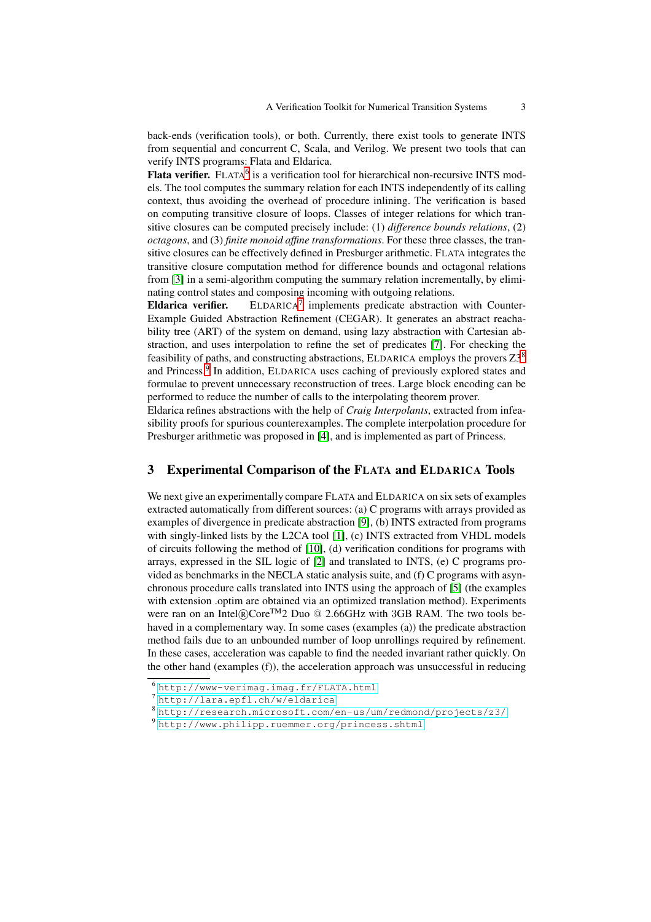back-ends (verification tools), or both. Currently, there exist tools to generate INTS from sequential and concurrent C, Scala, and Verilog. We present two tools that can verify INTS programs: Flata and Eldarica.

**Flata verifier.** FLATA[6] is a verification tool for hierarchical non-recursive INTS models. The tool computes the summary relation for each INTS independently of its calling context, thus avoiding the overhead of procedure inlining. The verification is based on computing transitive closure of loops. Classes of integer relations for which transitive closures can be computed precisely include: (1) *difference bounds relations*, (2) *octagons*, and (3) *finite monoid affine transformations*. For these three classes, the transitive closures can be effectively defined in Presburger arithmetic. FLATA integrates the transitive closure computation method for difference bounds and octagonal relations from [3] in a semi-algorithm computing the summary relation incrementally, by eliminating control states and composing incoming with outgoing relations.

**Eldarica verifier.** ELDARICA[7] implements predicate abstraction with Counter-Example Guided Abstraction Refinement (CEGAR). It generates an abstract reachability tree (ART) of the system on demand, using lazy abstraction with Cartesian abstraction, and uses interpolation to refine the set of predicates [7]. For checking the feasibility of paths, and constructing abstractions, ELDARICA employs the provers Z3[8] and Princess.[9] In addition, ELDARICA uses caching of previously explored states and formulae to prevent unnecessary reconstruction of trees. Large block encoding can be performed to reduce the number of calls to the interpolating theorem prover.

Eldarica refines abstractions with the help of *Craig Interpolants*, extracted from infeasibility proofs for spurious counterexamples. The complete interpolation procedure for Presburger arithmetic was proposed in [4], and is implemented as part of Princess.

## 3 Experimental Comparison of the FLATA and ELDARICA Tools

We next give an experimentally compare FLATA and ELDARICA on six sets of examples extracted automatically from different sources: (a) C programs with arrays provided as examples of divergence in predicate abstraction [9], (b) INTS extracted from programs with singly-linked lists by the L2CA tool [1], (c) INTS extracted from VHDL models of circuits following the method of [10], (d) verification conditions for programs with arrays, expressed in the SIL logic of [2] and translated to INTS, (e) C programs provided as benchmarks in the NECLA static analysis suite, and (f) C programs with asynchronous procedure calls translated into INTS using the approach of [5] (the examples with extension .optim are obtained via an optimized translation method). Experiments were ran on an Intel®Core™2 Duo @ 2.66GHz with 3GB RAM. The two tools behaved in a complementary way. In some cases (examples (a)) the predicate abstraction method fails due to an unbounded number of loop unrollings required by refinement. In these cases, acceleration was capable to find the needed invariant rather quickly. On the other hand (examples (f)), the acceleration approach was unsuccessful in reducing

---

[6] http://www-verimag.imag.fr/FLATA.html

[7] http://lara.epfl.ch/w/eldarica

[8] http://research.microsoft.com/en-us/um/redmond/projects/z3/

[9] http://www.philipp.ruemmer.org/princess.shtml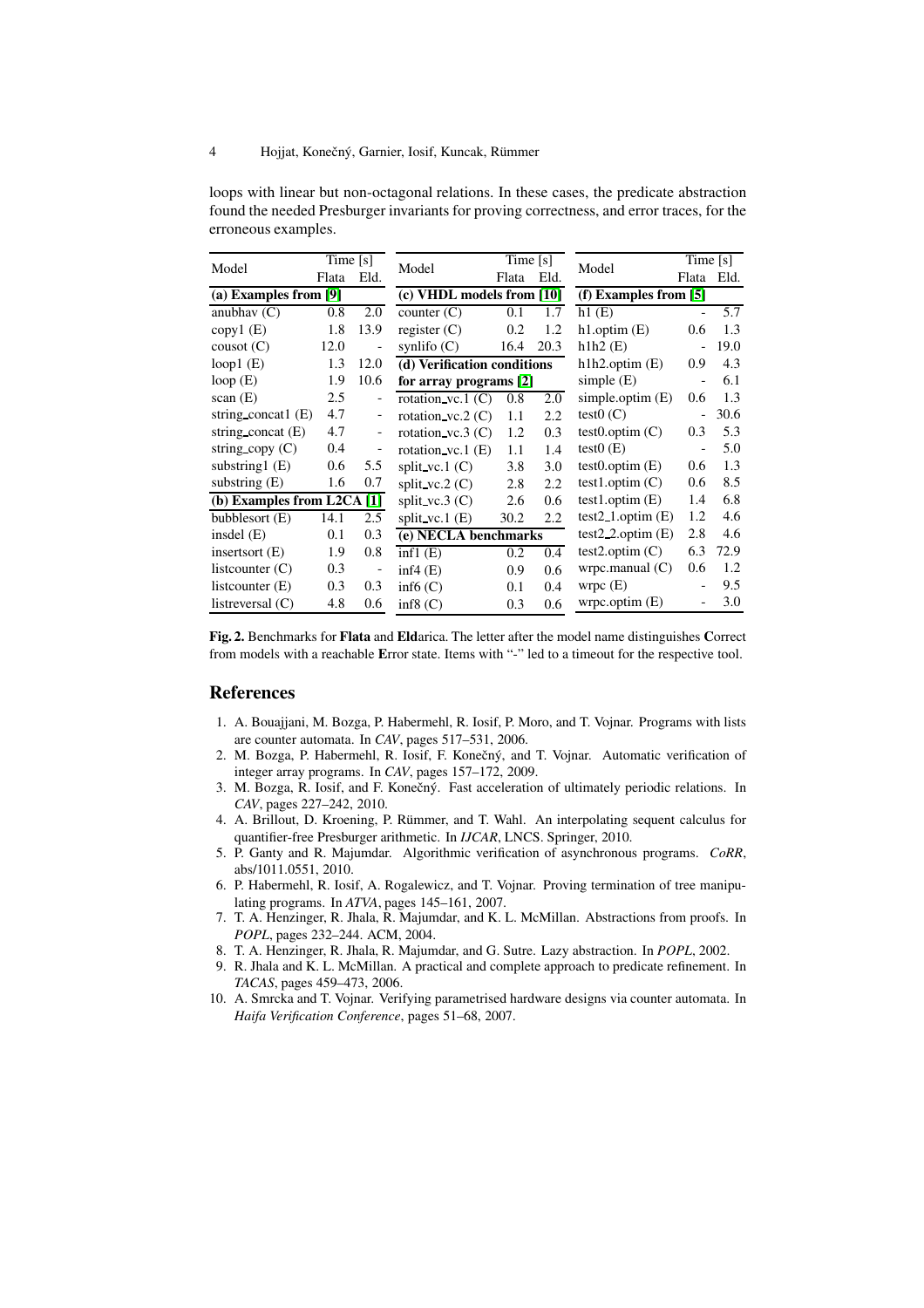loops with linear but non-octagonal relations. In these cases, the predicate abstraction found the needed Presburger invariants for proving correctness, and error traces, for the erroneous examples.

| Model | Time [s] | | Model | Time [s] | | Model | Time [s] | |
|---|---|---|---|---|---|---|---|---|
| | Flata | Eld. | | Flata | Eld. | | Flata | Eld. |
| **(a) Examples from [9]** | | | **(c) VHDL models from [10]** | | | **(f) Examples from [5]** | | |
| anubhav (C) | 0.8 | 2.0 | counter (C) | 0.1 | 1.7 | h1 (E) | - | 5.7 |
| copy1 (E) | 1.8 | 13.9 | register (C) | 0.2 | 1.2 | h1.optim (E) | 0.6 | 1.3 |
| cousot (C) | 12.0 | - | synlifo (C) | 16.4 | 20.3 | h1h2 (E) | - | 19.0 |
| loop1 (E) | 1.3 | 12.0 | **(d) Verification conditions** | | | h1h2.optim (E) | 0.9 | 4.3 |
| loop (E) | 1.9 | 10.6 | **for array programs [2]** | | | simple (E) | - | 6.1 |
| scan (E) | 2.5 | - | rotation_vc.1 (C) | 0.8 | 2.0 | simple.optim (E) | 0.6 | 1.3 |
| string_concat1 (E) | 4.7 | - | rotation_vc.2 (C) | 1.1 | 2.2 | test0 (C) | - | 30.6 |
| string_concat (E) | 4.7 | - | rotation_vc.3 (C) | 1.2 | 0.3 | test0.optim (C) | 0.3 | 5.3 |
| string_copy (C) | 0.4 | - | rotation_vc.1 (E) | 1.1 | 1.4 | test0 (E) | - | 5.0 |
| substring1 (E) | 0.6 | 5.5 | split_vc.1 (C) | 3.8 | 3.0 | test0.optim (E) | 0.6 | 1.3 |
| substring (E) | 1.6 | 0.7 | split_vc.2 (C) | 2.8 | 2.2 | test1.optim (C) | 0.6 | 8.5 |
| **(b) Examples from L2CA [1]** | | | split_vc.3 (C) | 2.6 | 0.6 | test1.optim (E) | 1.4 | 6.8 |
| bubblesort (E) | 14.1 | 2.5 | split_vc.1 (E) | 30.2 | 2.2 | test2_1.optim (E) | 1.2 | 4.6 |
| insdel (E) | 0.1 | 0.3 | **(e) NECLA benchmarks** | | | test2_2.optim (E) | 2.8 | 4.6 |
| insertsort (E) | 1.9 | 0.8 | inf1 (E) | 0.2 | 0.4 | test2.optim (C) | 6.3 | 72.9 |
| listcounter (C) | 0.3 | - | inf4 (E) | 0.9 | 0.6 | wrpc.manual (C) | 0.6 | 1.2 |
| listcounter (E) | 0.3 | 0.3 | inf6 (C) | 0.1 | 0.4 | wrpc (E) | - | 9.5 |
| listreversal (C) | 4.8 | 0.6 | inf8 (C) | 0.3 | 0.6 | wrpc.optim (E) | - | 3.0 |

**Fig. 2.** Benchmarks for **Flata** and **Eld**arica. The letter after the model name distinguishes **C**orrect from models with a reachable **E**rror state. Items with "-" led to a timeout for the respective tool.

## References

1. A. Bouajjani, M. Bozga, P. Habermehl, R. Iosif, P. Moro, and T. Vojnar. Programs with lists are counter automata. In *CAV*, pages 517–531, 2006.
2. M. Bozga, P. Habermehl, R. Iosif, F. Konečný, and T. Vojnar. Automatic verification of integer array programs. In *CAV*, pages 157–172, 2009.
3. M. Bozga, R. Iosif, and F. Konečný. Fast acceleration of ultimately periodic relations. In *CAV*, pages 227–242, 2010.
4. A. Brillout, D. Kroening, P. Rümmer, and T. Wahl. An interpolating sequent calculus for quantifier-free Presburger arithmetic. In *IJCAR*, LNCS. Springer, 2010.
5. P. Ganty and R. Majumdar. Algorithmic verification of asynchronous programs. *CoRR*, abs/1011.0551, 2010.
6. P. Habermehl, R. Iosif, A. Rogalewicz, and T. Vojnar. Proving termination of tree manipulating programs. In *ATVA*, pages 145–161, 2007.
7. T. A. Henzinger, R. Jhala, R. Majumdar, and K. L. McMillan. Abstractions from proofs. In *POPL*, pages 232–244. ACM, 2004.
8. T. A. Henzinger, R. Jhala, R. Majumdar, and G. Sutre. Lazy abstraction. In *POPL*, 2002.
9. R. Jhala and K. L. McMillan. A practical and complete approach to predicate refinement. In *TACAS*, pages 459–473, 2006.
10. A. Smrcka and T. Vojnar. Verifying parametrised hardware designs via counter automata. In *Haifa Verification Conference*, pages 51–68, 2007.